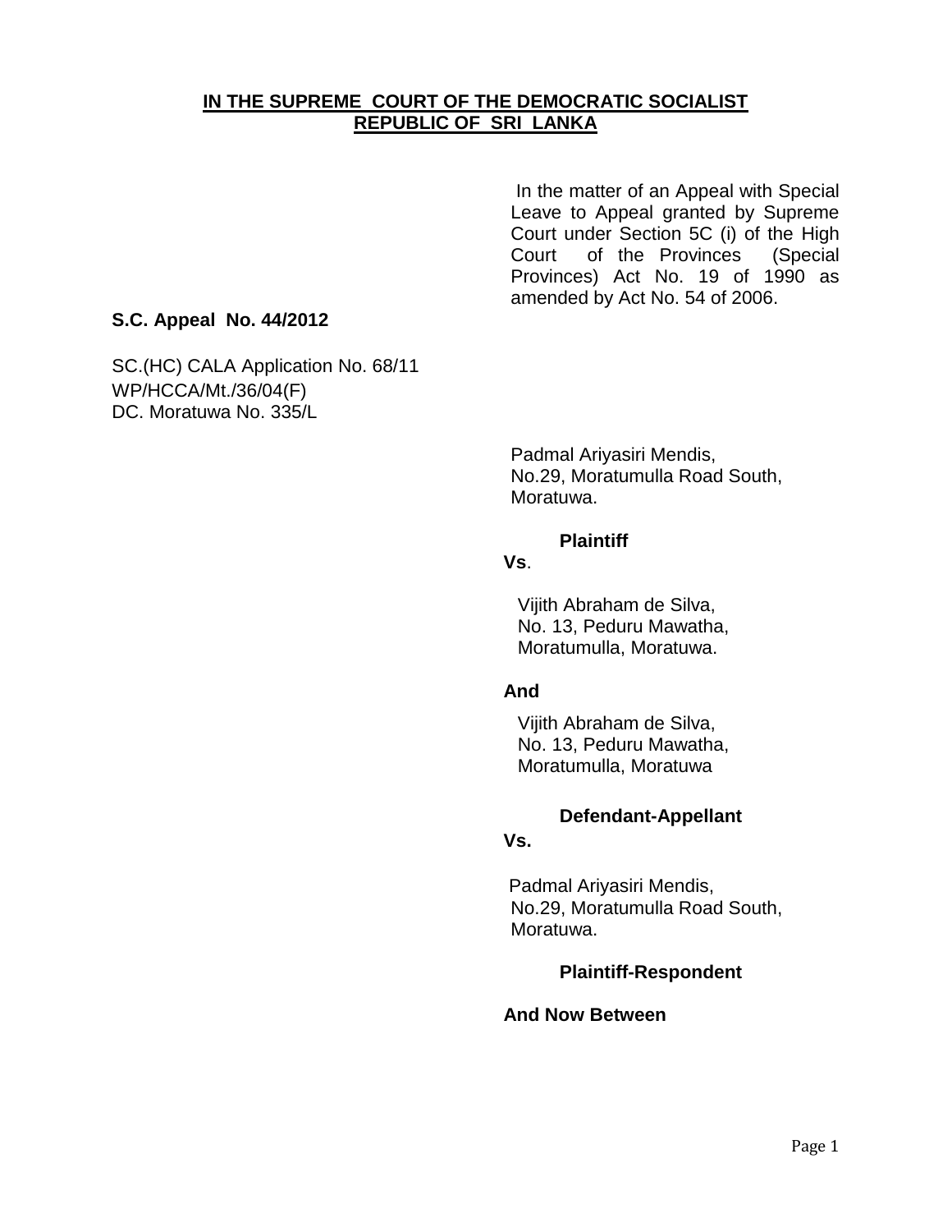**IN THE SUPREME COURT OF THE DEMOCRATIC SOCIALIST REPUBLIC OF SRI LANKA**

In the matter of an Appeal with Special Leave to Appeal granted by Supreme Court under Section 5C (i) of the High Court of the Provinces (Special Provinces) Act No. 19 of 1990 as amended by Act No. 54 of 2006.

**S.C. Appeal No. 44/2012**

SC.(HC) CALA Application No. 68/11
WP/HCCA/Mt./36/04(F)
DC. Moratuwa No. 335/L

Padmal Ariyasiri Mendis,
No.29, Moratumulla Road South,
Moratuwa.

**Plaintiff**

**Vs**.

Vijith Abraham de Silva,
No. 13, Peduru Mawatha,
Moratumulla, Moratuwa.

**And**

Vijith Abraham de Silva,
No. 13, Peduru Mawatha,
Moratumulla, Moratuwa

**Defendant-Appellant**

**Vs.**

Padmal Ariyasiri Mendis,
No.29, Moratumulla Road South,
Moratuwa.

**Plaintiff-Respondent**

**And Now Between**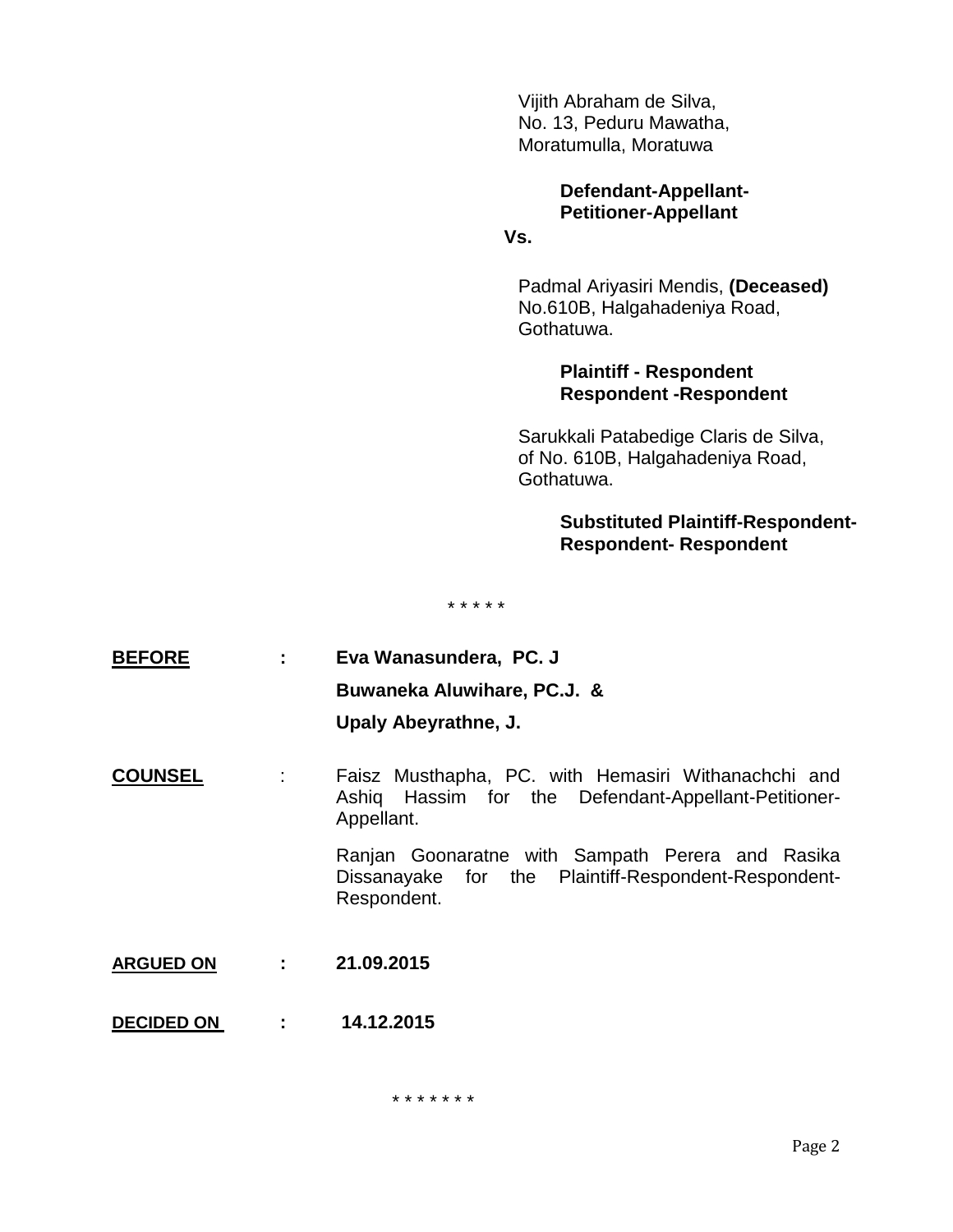Vijith Abraham de Silva,
No. 13, Peduru Mawatha,
Moratumulla, Moratuwa

**Defendant-Appellant-
Petitioner-Appellant**

**Vs.**

Padmal Ariyasiri Mendis, **(Deceased)**
No.610B, Halgahadeniya Road,
Gothatuwa.

**Plaintiff - Respondent
Respondent -Respondent**

Sarukkali Patabedige Claris de Silva,
of No. 610B, Halgahadeniya Road,
Gothatuwa.

**Substituted Plaintiff-Respondent-
Respondent- Respondent**

* * * * *

**BEFORE** : **Eva Wanasundera, PC. J**
**Buwaneka Aluwihare, PC.J. &**
**Upaly Abeyrathne, J.**

**COUNSEL** : Faisz Musthapha, PC. with Hemasiri Withanachchi and Ashiq Hassim for the Defendant-Appellant-Petitioner-Appellant.

Ranjan Goonaratne with Sampath Perera and Rasika Dissanayake for the Plaintiff-Respondent-Respondent-Respondent.

**ARGUED ON** : **21.09.2015**

**DECIDED ON** : **14.12.2015**

* * * * * * *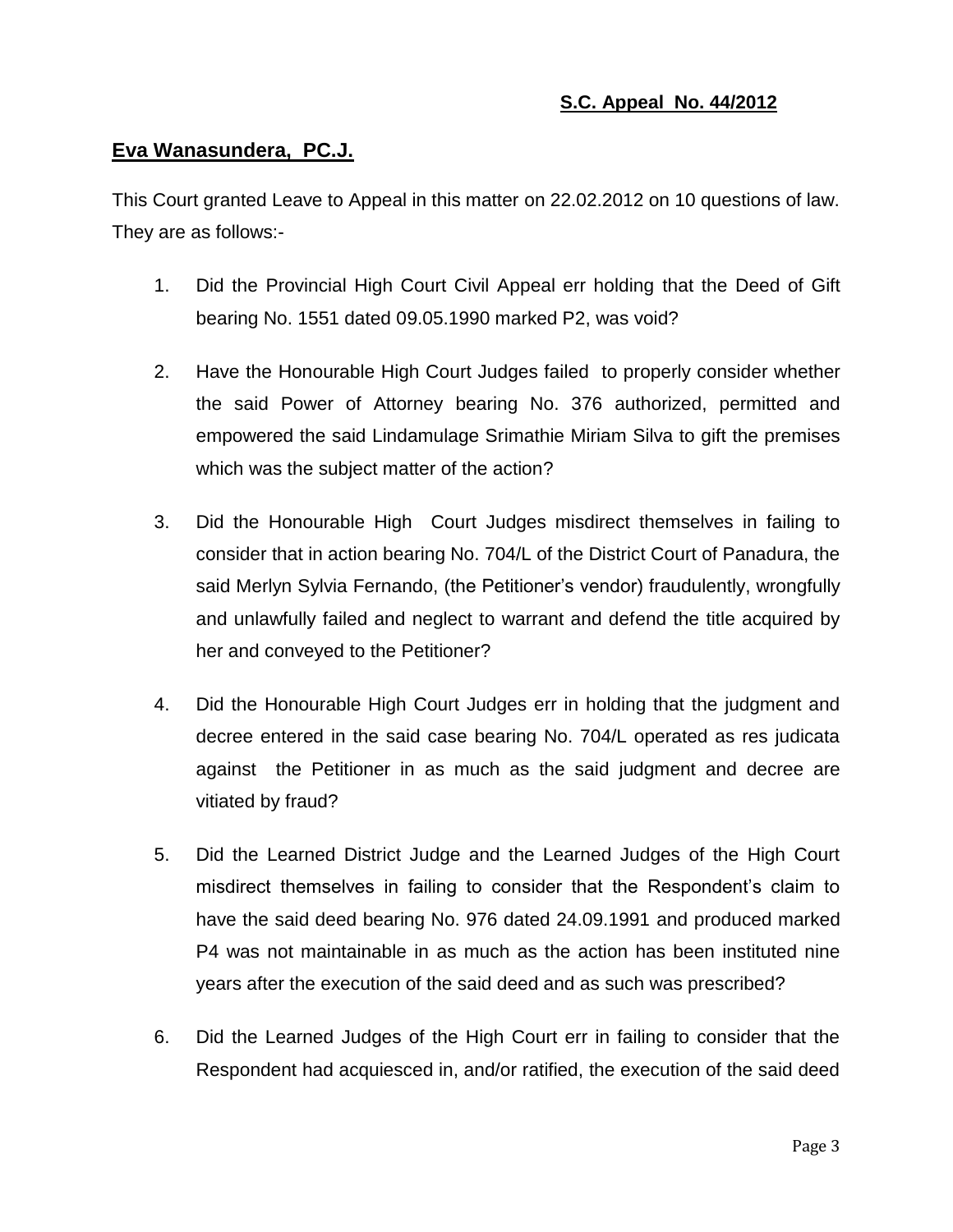**S.C. Appeal No. 44/2012**

**Eva Wanasundera, PC.J.**

This Court granted Leave to Appeal in this matter on 22.02.2012 on 10 questions of law. They are as follows:-

1. Did the Provincial High Court Civil Appeal err holding that the Deed of Gift bearing No. 1551 dated 09.05.1990 marked P2, was void?

2. Have the Honourable High Court Judges failed to properly consider whether the said Power of Attorney bearing No. 376 authorized, permitted and empowered the said Lindamulage Srimathie Miriam Silva to gift the premises which was the subject matter of the action?

3. Did the Honourable High Court Judges misdirect themselves in failing to consider that in action bearing No. 704/L of the District Court of Panadura, the said Merlyn Sylvia Fernando, (the Petitioner's vendor) fraudulently, wrongfully and unlawfully failed and neglect to warrant and defend the title acquired by her and conveyed to the Petitioner?

4. Did the Honourable High Court Judges err in holding that the judgment and decree entered in the said case bearing No. 704/L operated as res judicata against the Petitioner in as much as the said judgment and decree are vitiated by fraud?

5. Did the Learned District Judge and the Learned Judges of the High Court misdirect themselves in failing to consider that the Respondent's claim to have the said deed bearing No. 976 dated 24.09.1991 and produced marked P4 was not maintainable in as much as the action has been instituted nine years after the execution of the said deed and as such was prescribed?

6. Did the Learned Judges of the High Court err in failing to consider that the Respondent had acquiesced in, and/or ratified, the execution of the said deed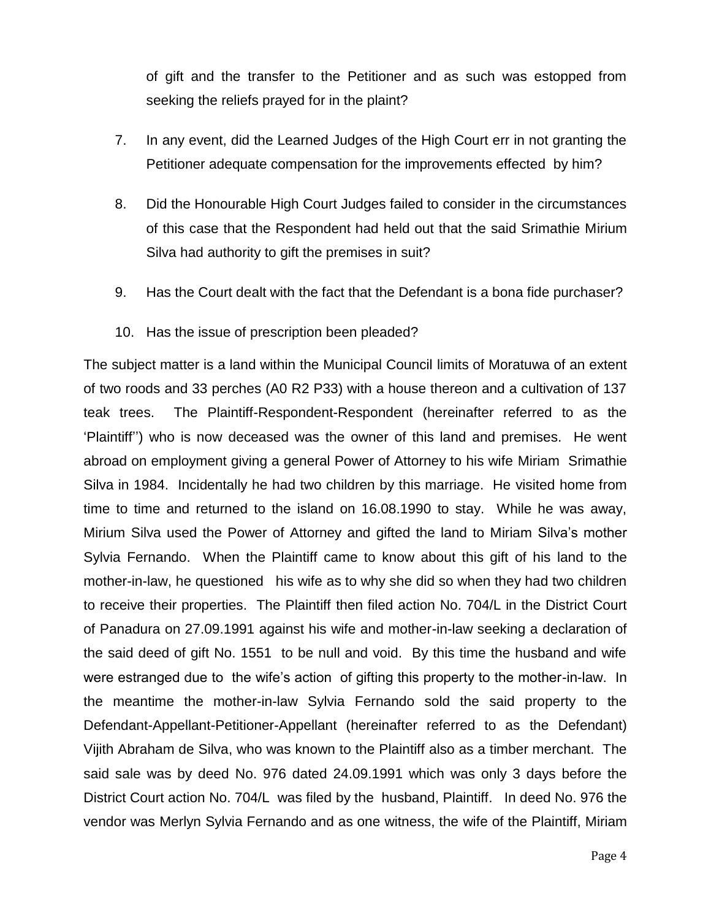of gift and the transfer to the Petitioner and as such was estopped from seeking the reliefs prayed for in the plaint?

7. In any event, did the Learned Judges of the High Court err in not granting the Petitioner adequate compensation for the improvements effected by him?

8. Did the Honourable High Court Judges failed to consider in the circumstances of this case that the Respondent had held out that the said Srimathie Mirium Silva had authority to gift the premises in suit?

9. Has the Court dealt with the fact that the Defendant is a bona fide purchaser?

10. Has the issue of prescription been pleaded?

The subject matter is a land within the Municipal Council limits of Moratuwa of an extent of two roods and 33 perches (A0 R2 P33) with a house thereon and a cultivation of 137 teak trees. The Plaintiff-Respondent-Respondent (hereinafter referred to as the 'Plaintiff'') who is now deceased was the owner of this land and premises. He went abroad on employment giving a general Power of Attorney to his wife Miriam Srimathie Silva in 1984. Incidentally he had two children by this marriage. He visited home from time to time and returned to the island on 16.08.1990 to stay. While he was away, Mirium Silva used the Power of Attorney and gifted the land to Miriam Silva's mother Sylvia Fernando. When the Plaintiff came to know about this gift of his land to the mother-in-law, he questioned his wife as to why she did so when they had two children to receive their properties. The Plaintiff then filed action No. 704/L in the District Court of Panadura on 27.09.1991 against his wife and mother-in-law seeking a declaration of the said deed of gift No. 1551 to be null and void. By this time the husband and wife were estranged due to the wife's action of gifting this property to the mother-in-law. In the meantime the mother-in-law Sylvia Fernando sold the said property to the Defendant-Appellant-Petitioner-Appellant (hereinafter referred to as the Defendant) Vijith Abraham de Silva, who was known to the Plaintiff also as a timber merchant. The said sale was by deed No. 976 dated 24.09.1991 which was only 3 days before the District Court action No. 704/L was filed by the husband, Plaintiff. In deed No. 976 the vendor was Merlyn Sylvia Fernando and as one witness, the wife of the Plaintiff, Miriam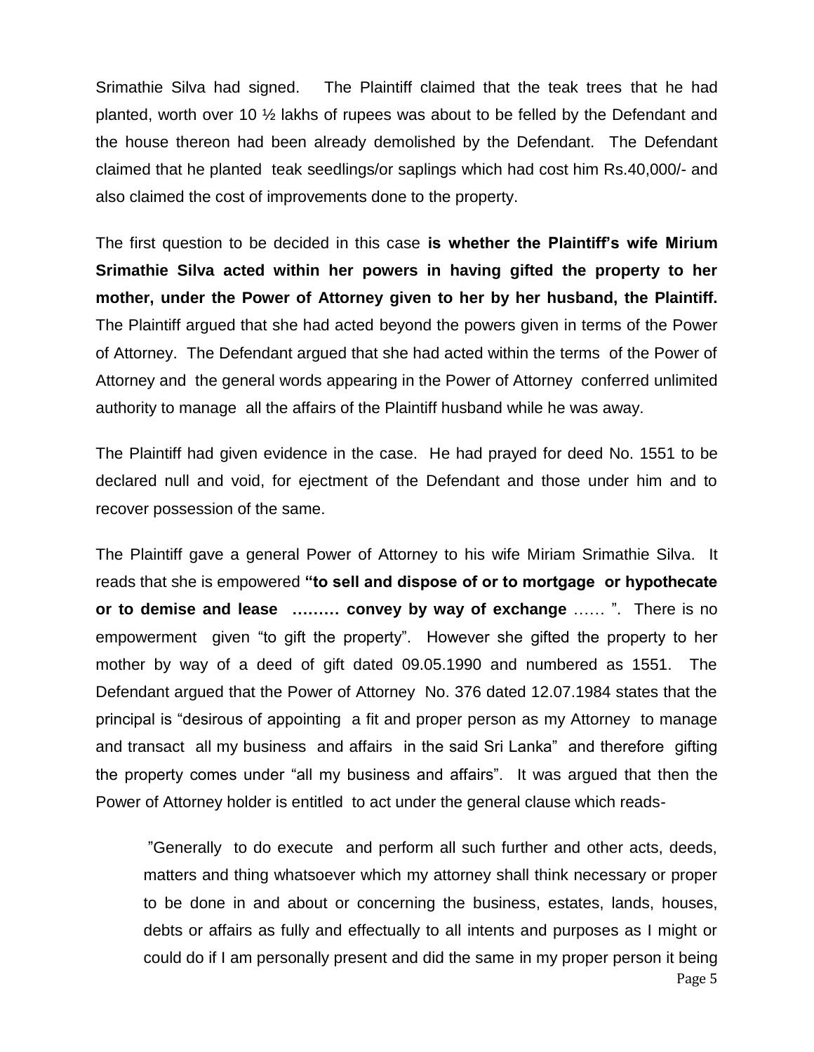Srimathie Silva had signed. The Plaintiff claimed that the teak trees that he had planted, worth over 10 ½ lakhs of rupees was about to be felled by the Defendant and the house thereon had been already demolished by the Defendant. The Defendant claimed that he planted teak seedlings/or saplings which had cost him Rs.40,000/- and also claimed the cost of improvements done to the property.

The first question to be decided in this case **is whether the Plaintiff's wife Mirium Srimathie Silva acted within her powers in having gifted the property to her mother, under the Power of Attorney given to her by her husband, the Plaintiff.** The Plaintiff argued that she had acted beyond the powers given in terms of the Power of Attorney. The Defendant argued that she had acted within the terms of the Power of Attorney and the general words appearing in the Power of Attorney conferred unlimited authority to manage all the affairs of the Plaintiff husband while he was away.

The Plaintiff had given evidence in the case. He had prayed for deed No. 1551 to be declared null and void, for ejectment of the Defendant and those under him and to recover possession of the same.

The Plaintiff gave a general Power of Attorney to his wife Miriam Srimathie Silva. It reads that she is empowered **"to sell and dispose of or to mortgage or hypothecate or to demise and lease ……… convey by way of exchange** …… ". There is no empowerment given "to gift the property". However she gifted the property to her mother by way of a deed of gift dated 09.05.1990 and numbered as 1551. The Defendant argued that the Power of Attorney No. 376 dated 12.07.1984 states that the principal is "desirous of appointing a fit and proper person as my Attorney to manage and transact all my business and affairs in the said Sri Lanka" and therefore gifting the property comes under "all my business and affairs". It was argued that then the Power of Attorney holder is entitled to act under the general clause which reads-

> "Generally to do execute and perform all such further and other acts, deeds, matters and thing whatsoever which my attorney shall think necessary or proper to be done in and about or concerning the business, estates, lands, houses, debts or affairs as fully and effectually to all intents and purposes as I might or could do if I am personally present and did the same in my proper person it being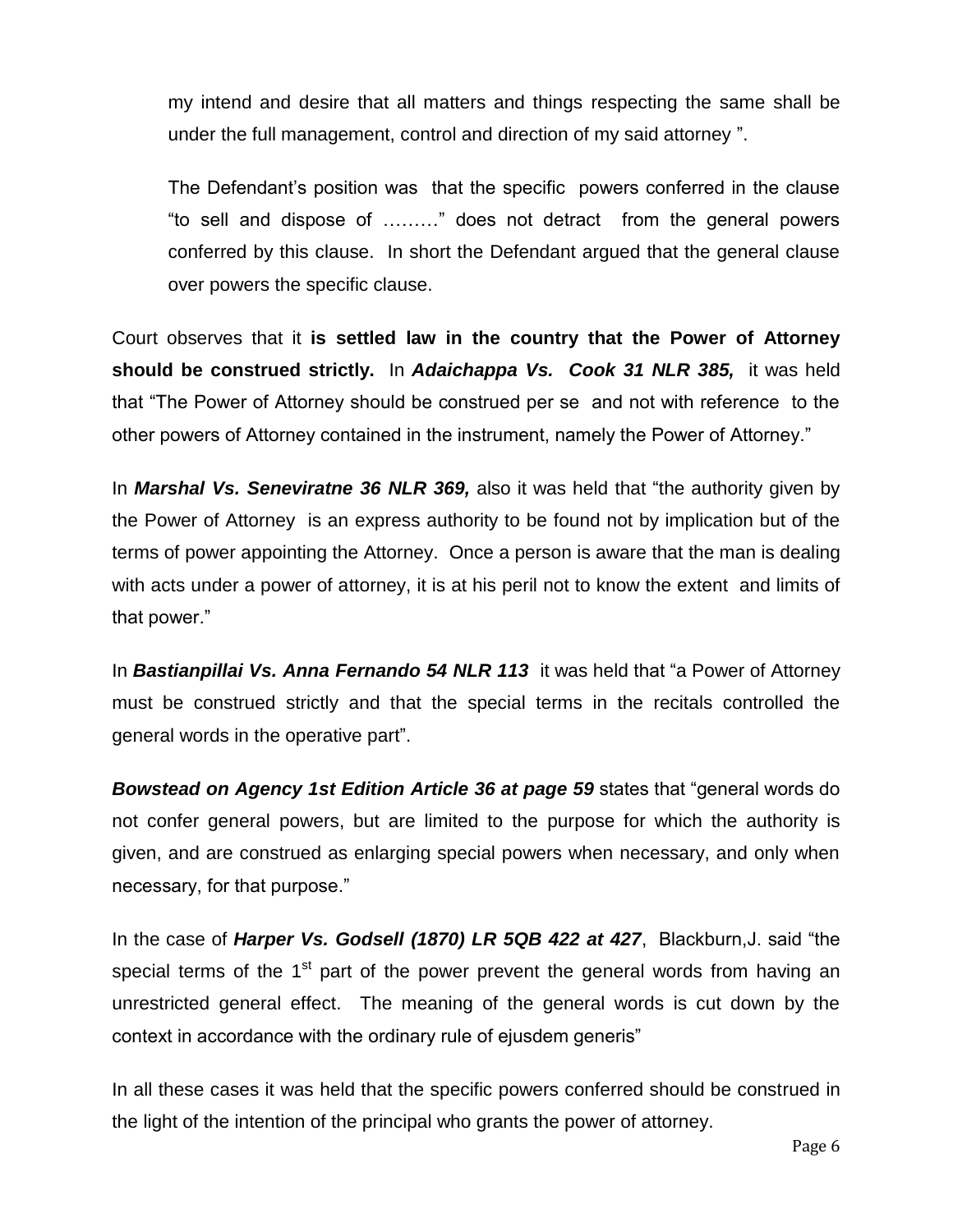my intend and desire that all matters and things respecting the same shall be under the full management, control and direction of my said attorney ".

The Defendant's position was that the specific powers conferred in the clause "to sell and dispose of ………" does not detract from the general powers conferred by this clause. In short the Defendant argued that the general clause over powers the specific clause.

Court observes that it **is settled law in the country that the Power of Attorney should be construed strictly.** In ***Adaichappa Vs. Cook 31 NLR 385,*** it was held that "The Power of Attorney should be construed per se and not with reference to the other powers of Attorney contained in the instrument, namely the Power of Attorney."

In ***Marshal Vs. Seneviratne 36 NLR 369,*** also it was held that "the authority given by the Power of Attorney is an express authority to be found not by implication but of the terms of power appointing the Attorney. Once a person is aware that the man is dealing with acts under a power of attorney, it is at his peril not to know the extent and limits of that power."

In ***Bastianpillai Vs. Anna Fernando 54 NLR 113*** it was held that "a Power of Attorney must be construed strictly and that the special terms in the recitals controlled the general words in the operative part".

***Bowstead on Agency 1st Edition Article 36 at page 59*** states that "general words do not confer general powers, but are limited to the purpose for which the authority is given, and are construed as enlarging special powers when necessary, and only when necessary, for that purpose."

In the case of ***Harper Vs. Godsell (1870) LR 5QB 422 at 427***, Blackburn,J. said "the special terms of the 1st part of the power prevent the general words from having an unrestricted general effect. The meaning of the general words is cut down by the context in accordance with the ordinary rule of ejusdem generis"

In all these cases it was held that the specific powers conferred should be construed in the light of the intention of the principal who grants the power of attorney.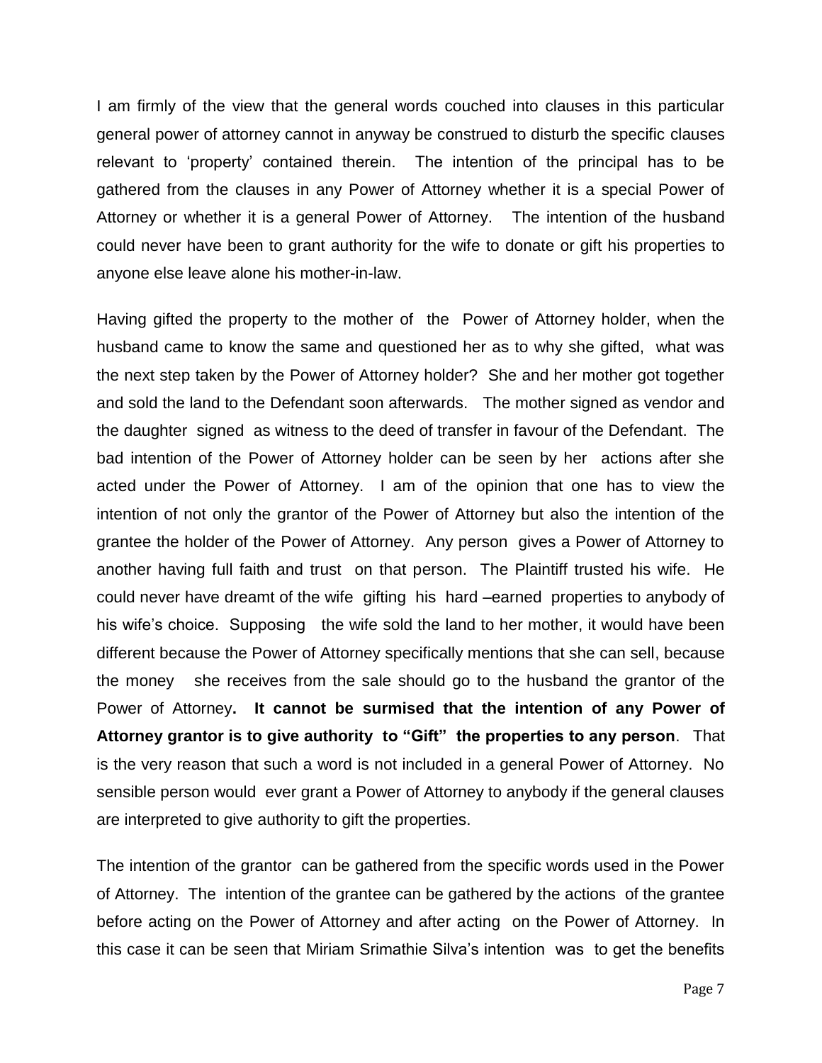I am firmly of the view that the general words couched into clauses in this particular general power of attorney cannot in anyway be construed to disturb the specific clauses relevant to 'property' contained therein. The intention of the principal has to be gathered from the clauses in any Power of Attorney whether it is a special Power of Attorney or whether it is a general Power of Attorney. The intention of the husband could never have been to grant authority for the wife to donate or gift his properties to anyone else leave alone his mother-in-law.

Having gifted the property to the mother of the Power of Attorney holder, when the husband came to know the same and questioned her as to why she gifted, what was the next step taken by the Power of Attorney holder? She and her mother got together and sold the land to the Defendant soon afterwards. The mother signed as vendor and the daughter signed as witness to the deed of transfer in favour of the Defendant. The bad intention of the Power of Attorney holder can be seen by her actions after she acted under the Power of Attorney. I am of the opinion that one has to view the intention of not only the grantor of the Power of Attorney but also the intention of the grantee the holder of the Power of Attorney. Any person gives a Power of Attorney to another having full faith and trust on that person. The Plaintiff trusted his wife. He could never have dreamt of the wife gifting his hard –earned properties to anybody of his wife's choice. Supposing the wife sold the land to her mother, it would have been different because the Power of Attorney specifically mentions that she can sell, because the money she receives from the sale should go to the husband the grantor of the Power of Attorney**. It cannot be surmised that the intention of any Power of Attorney grantor is to give authority to "Gift" the properties to any person**. That is the very reason that such a word is not included in a general Power of Attorney. No sensible person would ever grant a Power of Attorney to anybody if the general clauses are interpreted to give authority to gift the properties.

The intention of the grantor can be gathered from the specific words used in the Power of Attorney. The intention of the grantee can be gathered by the actions of the grantee before acting on the Power of Attorney and after acting on the Power of Attorney. In this case it can be seen that Miriam Srimathie Silva's intention was to get the benefits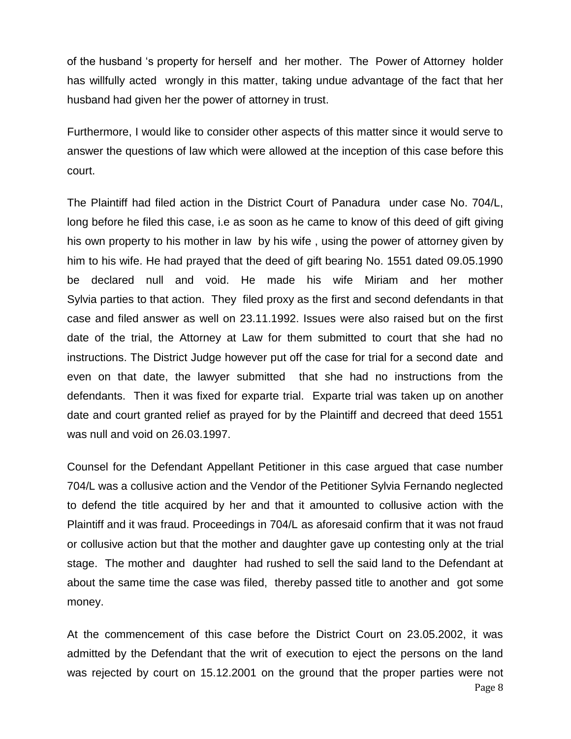of the husband 's property for herself and her mother. The Power of Attorney holder has willfully acted wrongly in this matter, taking undue advantage of the fact that her husband had given her the power of attorney in trust.

Furthermore, I would like to consider other aspects of this matter since it would serve to answer the questions of law which were allowed at the inception of this case before this court.

The Plaintiff had filed action in the District Court of Panadura under case No. 704/L, long before he filed this case, i.e as soon as he came to know of this deed of gift giving his own property to his mother in law by his wife , using the power of attorney given by him to his wife. He had prayed that the deed of gift bearing No. 1551 dated 09.05.1990 be declared null and void. He made his wife Miriam and her mother Sylvia parties to that action. They filed proxy as the first and second defendants in that case and filed answer as well on 23.11.1992. Issues were also raised but on the first date of the trial, the Attorney at Law for them submitted to court that she had no instructions. The District Judge however put off the case for trial for a second date and even on that date, the lawyer submitted that she had no instructions from the defendants. Then it was fixed for exparte trial. Exparte trial was taken up on another date and court granted relief as prayed for by the Plaintiff and decreed that deed 1551 was null and void on 26.03.1997.

Counsel for the Defendant Appellant Petitioner in this case argued that case number 704/L was a collusive action and the Vendor of the Petitioner Sylvia Fernando neglected to defend the title acquired by her and that it amounted to collusive action with the Plaintiff and it was fraud. Proceedings in 704/L as aforesaid confirm that it was not fraud or collusive action but that the mother and daughter gave up contesting only at the trial stage. The mother and daughter had rushed to sell the said land to the Defendant at about the same time the case was filed, thereby passed title to another and got some money.

At the commencement of this case before the District Court on 23.05.2002, it was admitted by the Defendant that the writ of execution to eject the persons on the land was rejected by court on 15.12.2001 on the ground that the proper parties were not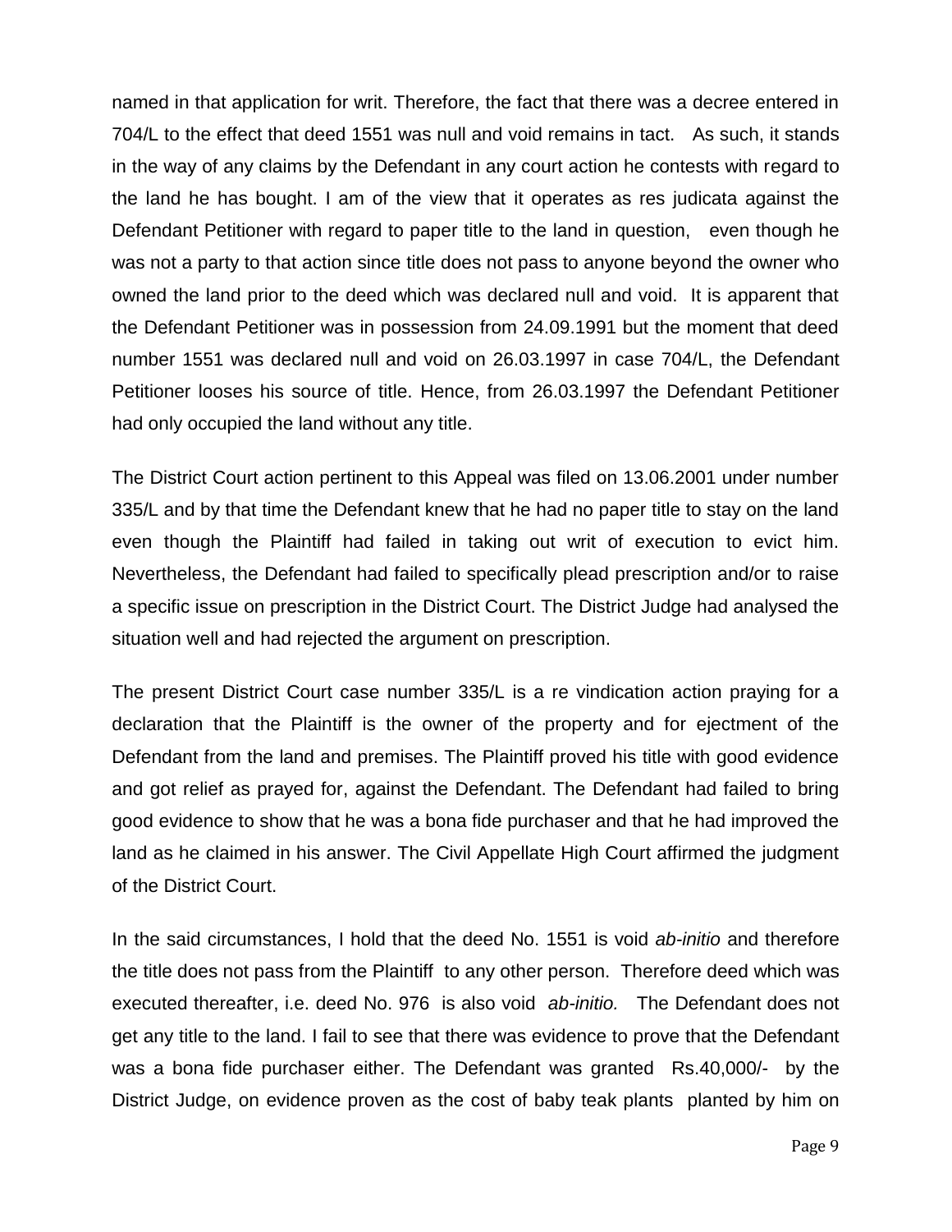named in that application for writ. Therefore, the fact that there was a decree entered in 704/L to the effect that deed 1551 was null and void remains in tact. As such, it stands in the way of any claims by the Defendant in any court action he contests with regard to the land he has bought. I am of the view that it operates as res judicata against the Defendant Petitioner with regard to paper title to the land in question, even though he was not a party to that action since title does not pass to anyone beyond the owner who owned the land prior to the deed which was declared null and void. It is apparent that the Defendant Petitioner was in possession from 24.09.1991 but the moment that deed number 1551 was declared null and void on 26.03.1997 in case 704/L, the Defendant Petitioner looses his source of title. Hence, from 26.03.1997 the Defendant Petitioner had only occupied the land without any title.

The District Court action pertinent to this Appeal was filed on 13.06.2001 under number 335/L and by that time the Defendant knew that he had no paper title to stay on the land even though the Plaintiff had failed in taking out writ of execution to evict him. Nevertheless, the Defendant had failed to specifically plead prescription and/or to raise a specific issue on prescription in the District Court. The District Judge had analysed the situation well and had rejected the argument on prescription.

The present District Court case number 335/L is a re vindication action praying for a declaration that the Plaintiff is the owner of the property and for ejectment of the Defendant from the land and premises. The Plaintiff proved his title with good evidence and got relief as prayed for, against the Defendant. The Defendant had failed to bring good evidence to show that he was a bona fide purchaser and that he had improved the land as he claimed in his answer. The Civil Appellate High Court affirmed the judgment of the District Court.

In the said circumstances, I hold that the deed No. 1551 is void *ab-initio* and therefore the title does not pass from the Plaintiff to any other person. Therefore deed which was executed thereafter, i.e. deed No. 976 is also void *ab-initio.* The Defendant does not get any title to the land. I fail to see that there was evidence to prove that the Defendant was a bona fide purchaser either. The Defendant was granted Rs.40,000/- by the District Judge, on evidence proven as the cost of baby teak plants planted by him on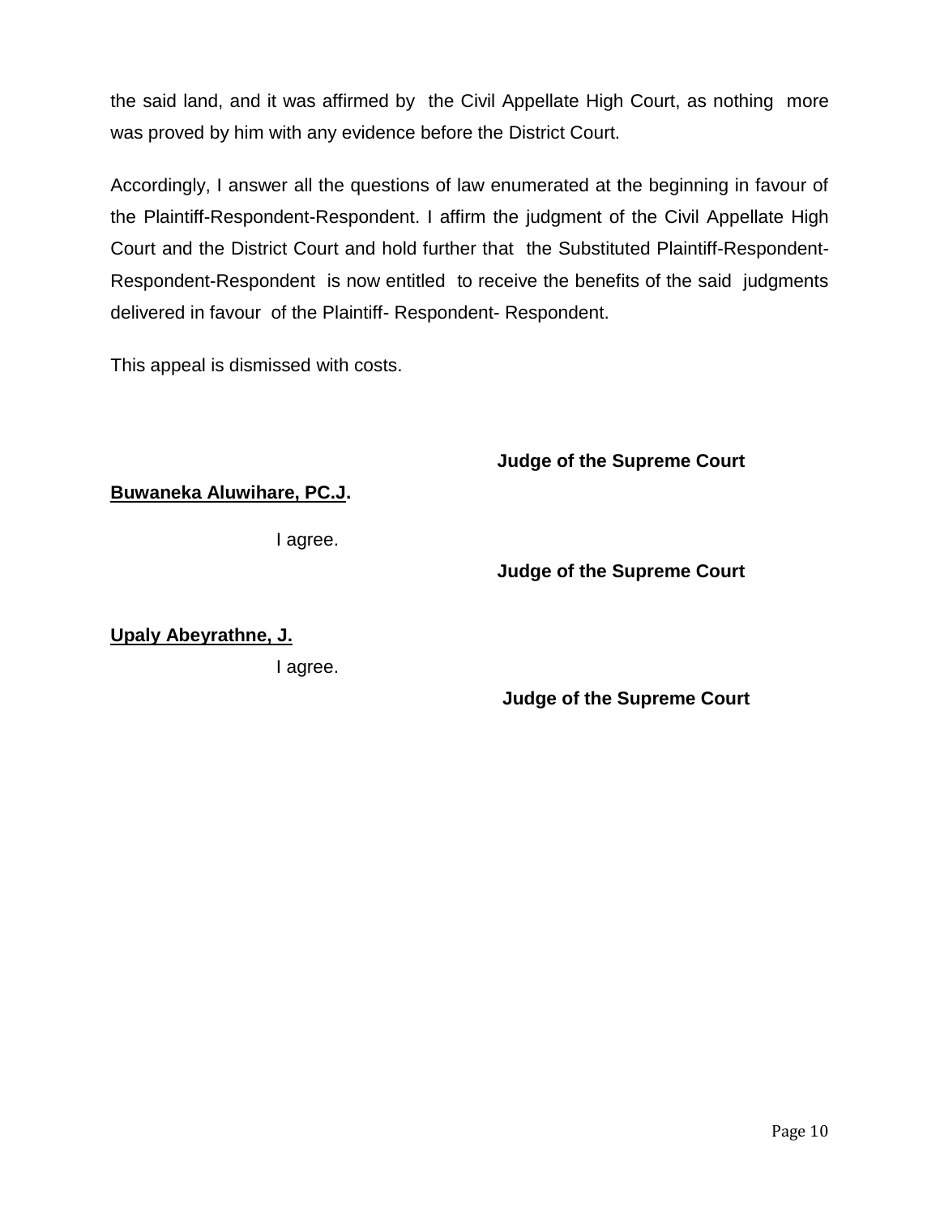the said land, and it was affirmed by the Civil Appellate High Court, as nothing more was proved by him with any evidence before the District Court.

Accordingly, I answer all the questions of law enumerated at the beginning in favour of the Plaintiff-Respondent-Respondent. I affirm the judgment of the Civil Appellate High Court and the District Court and hold further that the Substituted Plaintiff-Respondent-Respondent-Respondent is now entitled to receive the benefits of the said judgments delivered in favour of the Plaintiff- Respondent- Respondent.

This appeal is dismissed with costs.

**Judge of the Supreme Court**

**Buwaneka Aluwihare, PC.J.**

I agree.

**Judge of the Supreme Court**

**Upaly Abeyrathne, J.**

I agree.

**Judge of the Supreme Court**